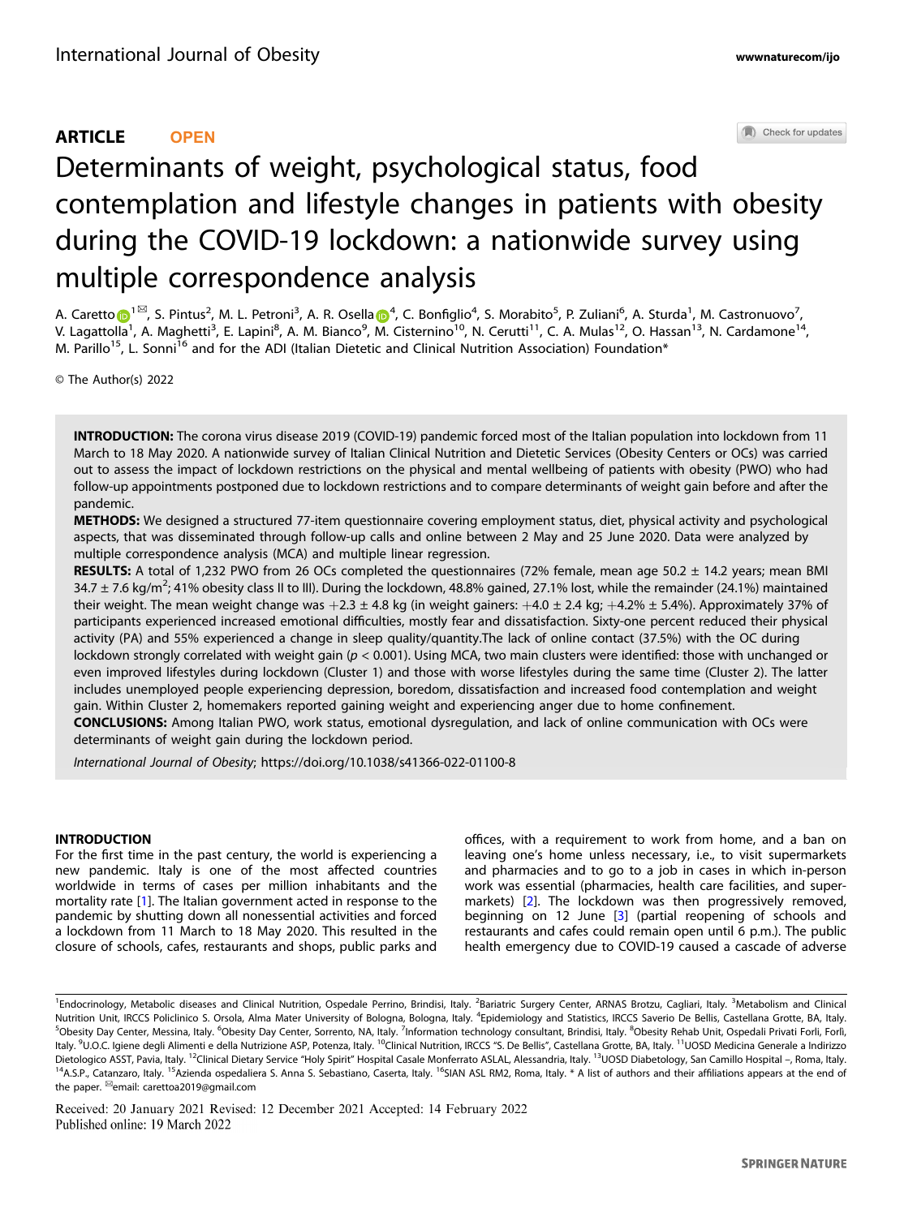ARTICLE **OPEN**

# Determinants of weight, psychological status, food contemplation and lifestyle changes in patients with obesity during the COVID-19 lockdown: a nationwide survey using multiple correspondence analysis

A. Caretto[1]✉, S. Pintus[2], M. L. Petroni[3], A. R. Osella[4], C. Bonfiglio[4], S. Morabito[5], P. Zuliani[6], A. Sturda[1], M. Castronuovo[7], V. Lagattolla[1], A. Maghetti[3], E. Lapini[8], A. M. Bianco[9], M. Cisternino[10], N. Cerutti[11], C. A. Mulas[12], O. Hassan[13], N. Cardamone[14], M. Parillo[15], L. Sonni[16] and for the ADI (Italian Dietetic and Clinical Nutrition Association) Foundation*

© The Author(s) 2022

**INTRODUCTION:** The corona virus disease 2019 (COVID-19) pandemic forced most of the Italian population into lockdown from 11 March to 18 May 2020. A nationwide survey of Italian Clinical Nutrition and Dietetic Services (Obesity Centers or OCs) was carried out to assess the impact of lockdown restrictions on the physical and mental wellbeing of patients with obesity (PWO) who had follow-up appointments postponed due to lockdown restrictions and to compare determinants of weight gain before and after the pandemic.

**METHODS:** We designed a structured 77-item questionnaire covering employment status, diet, physical activity and psychological aspects, that was disseminated through follow-up calls and online between 2 May and 25 June 2020. Data were analyzed by multiple correspondence analysis (MCA) and multiple linear regression.

**RESULTS:** A total of 1,232 PWO from 26 OCs completed the questionnaires (72% female, mean age 50.2 ± 14.2 years; mean BMI 34.7 ± 7.6 kg/m$^2$; 41% obesity class II to III). During the lockdown, 48.8% gained, 27.1% lost, while the remainder (24.1%) maintained their weight. The mean weight change was +2.3 ± 4.8 kg (in weight gainers: +4.0 ± 2.4 kg; +4.2% ± 5.4%). Approximately 37% of participants experienced increased emotional difficulties, mostly fear and dissatisfaction. Sixty-one percent reduced their physical activity (PA) and 55% experienced a change in sleep quality/quantity.The lack of online contact (37.5%) with the OC during lockdown strongly correlated with weight gain ($p < 0.001$). Using MCA, two main clusters were identified: those with unchanged or even improved lifestyles during lockdown (Cluster 1) and those with worse lifestyles during the same time (Cluster 2). The latter includes unemployed people experiencing depression, boredom, dissatisfaction and increased food contemplation and weight gain. Within Cluster 2, homemakers reported gaining weight and experiencing anger due to home confinement.

**CONCLUSIONS:** Among Italian PWO, work status, emotional dysregulation, and lack of online communication with OCs were determinants of weight gain during the lockdown period.

*International Journal of Obesity*; https://doi.org/10.1038/s41366-022-01100-8

## INTRODUCTION

For the first time in the past century, the world is experiencing a new pandemic. Italy is one of the most affected countries worldwide in terms of cases per million inhabitants and the mortality rate [1]. The Italian government acted in response to the pandemic by shutting down all nonessential activities and forced a lockdown from 11 March to 18 May 2020. This resulted in the closure of schools, cafes, restaurants and shops, public parks and offices, with a requirement to work from home, and a ban on leaving one's home unless necessary, i.e., to visit supermarkets and pharmacies and to go to a job in cases in which in-person work was essential (pharmacies, health care facilities, and supermarkets) [2]. The lockdown was then progressively removed, beginning on 12 June [3] (partial reopening of schools and restaurants and cafes could remain open until 6 p.m.). The public health emergency due to COVID-19 caused a cascade of adverse

[1]Endocrinology, Metabolic diseases and Clinical Nutrition, Ospedale Perrino, Brindisi, Italy. [2]Bariatric Surgery Center, ARNAS Brotzu, Cagliari, Italy. [3]Metabolism and Clinical Nutrition Unit, IRCCS Policlinico S. Orsola, Alma Mater University of Bologna, Bologna, Italy. [4]Epidemiology and Statistics, IRCCS Saverio De Bellis, Castellana Grotte, BA, Italy. [5]Obesity Day Center, Messina, Italy. [6]Obesity Day Center, Sorrento, NA, Italy. [7]Information technology consultant, Brindisi, Italy. [8]Obesity Rehab Unit, Ospedali Privati Forlì, Forlì, Italy. [9]U.O.C. Igiene degli Alimenti e della Nutrizione ASP, Potenza, Italy. [10]Clinical Nutrition, IRCCS "S. De Bellis", Castellana Grotte, BA, Italy. [11]UOSD Medicina Generale a Indirizzo Dietologico ASST, Pavia, Italy. [12]Clinical Dietary Service "Holy Spirit" Hospital Casale Monferrato ASLAL, Alessandria, Italy. [13]UOSD Diabetology, San Camillo Hospital –, Roma, Italy. [14]A.S.P., Catanzaro, Italy. [15]Azienda ospedaliera S. Anna S. Sebastiano, Caserta, Italy. [16]SIAN ASL RM2, Roma, Italy. * A list of authors and their affiliations appears at the end of the paper. ✉email: carettoa2019@gmail.com

Received: 20 January 2021 Revised: 12 December 2021 Accepted: 14 February 2022
Published online: 19 March 2022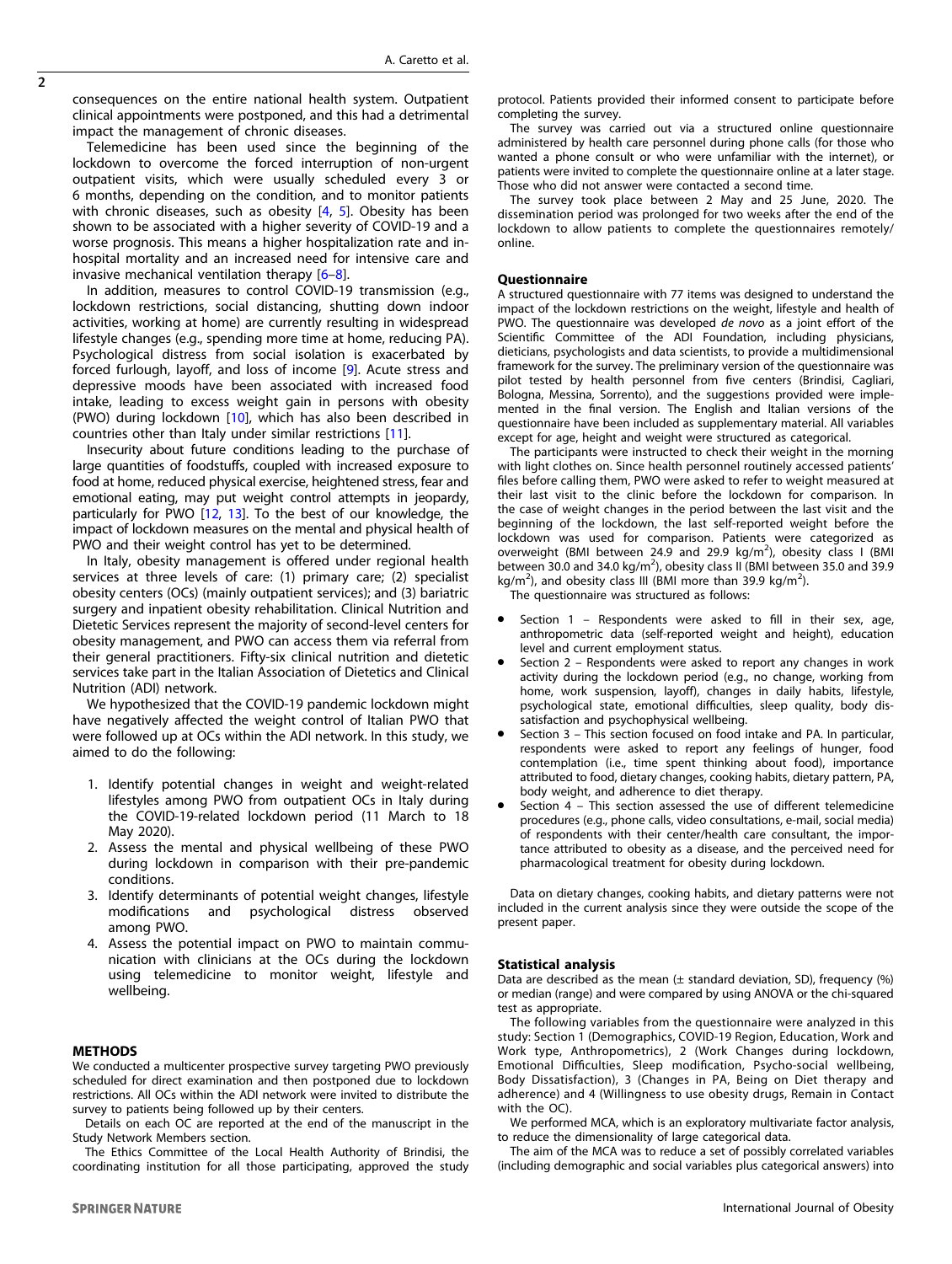consequences on the entire national health system. Outpatient clinical appointments were postponed, and this had a detrimental impact the management of chronic diseases.

Telemedicine has been used since the beginning of the lockdown to overcome the forced interruption of non-urgent outpatient visits, which were usually scheduled every 3 or 6 months, depending on the condition, and to monitor patients with chronic diseases, such as obesity [4, 5]. Obesity has been shown to be associated with a higher severity of COVID-19 and a worse prognosis. This means a higher hospitalization rate and in-hospital mortality and an increased need for intensive care and invasive mechanical ventilation therapy [6–8].

In addition, measures to control COVID-19 transmission (e.g., lockdown restrictions, social distancing, shutting down indoor activities, working at home) are currently resulting in widespread lifestyle changes (e.g., spending more time at home, reducing PA). Psychological distress from social isolation is exacerbated by forced furlough, layoff, and loss of income [9]. Acute stress and depressive moods have been associated with increased food intake, leading to excess weight gain in persons with obesity (PWO) during lockdown [10], which has also been described in countries other than Italy under similar restrictions [11].

Insecurity about future conditions leading to the purchase of large quantities of foodstuffs, coupled with increased exposure to food at home, reduced physical exercise, heightened stress, fear and emotional eating, may put weight control attempts in jeopardy, particularly for PWO [12, 13]. To the best of our knowledge, the impact of lockdown measures on the mental and physical health of PWO and their weight control has yet to be determined.

In Italy, obesity management is offered under regional health services at three levels of care: (1) primary care; (2) specialist obesity centers (OCs) (mainly outpatient services); and (3) bariatric surgery and inpatient obesity rehabilitation. Clinical Nutrition and Dietetic Services represent the majority of second-level centers for obesity management, and PWO can access them via referral from their general practitioners. Fifty-six clinical nutrition and dietetic services take part in the Italian Association of Dietetics and Clinical Nutrition (ADI) network.

We hypothesized that the COVID-19 pandemic lockdown might have negatively affected the weight control of Italian PWO that were followed up at OCs within the ADI network. In this study, we aimed to do the following:

1. Identify potential changes in weight and weight-related lifestyles among PWO from outpatient OCs in Italy during the COVID-19-related lockdown period (11 March to 18 May 2020).
2. Assess the mental and physical wellbeing of these PWO during lockdown in comparison with their pre-pandemic conditions.
3. Identify determinants of potential weight changes, lifestyle modifications and psychological distress observed among PWO.
4. Assess the potential impact on PWO to maintain communication with clinicians at the OCs during the lockdown using telemedicine to monitor weight, lifestyle and wellbeing.

## METHODS

We conducted a multicenter prospective survey targeting PWO previously scheduled for direct examination and then postponed due to lockdown restrictions. All OCs within the ADI network were invited to distribute the survey to patients being followed up by their centers.

Details on each OC are reported at the end of the manuscript in the Study Network Members section.

The Ethics Committee of the Local Health Authority of Brindisi, the coordinating institution for all those participating, approved the study protocol. Patients provided their informed consent to participate before completing the survey.

The survey was carried out via a structured online questionnaire administered by health care personnel during phone calls (for those who wanted a phone consult or who were unfamiliar with the internet), or patients were invited to complete the questionnaire online at a later stage. Those who did not answer were contacted a second time.

The survey took place between 2 May and 25 June, 2020. The dissemination period was prolonged for two weeks after the end of the lockdown to allow patients to complete the questionnaires remotely/online.

### Questionnaire

A structured questionnaire with 77 items was designed to understand the impact of the lockdown restrictions on the weight, lifestyle and health of PWO. The questionnaire was developed *de novo* as a joint effort of the Scientific Committee of the ADI Foundation, including physicians, dieticians, psychologists and data scientists, to provide a multidimensional framework for the survey. The preliminary version of the questionnaire was pilot tested by health personnel from five centers (Brindisi, Cagliari, Bologna, Messina, Sorrento), and the suggestions provided were implemented in the final version. The English and Italian versions of the questionnaire have been included as supplementary material. All variables except for age, height and weight were structured as categorical.

The participants were instructed to check their weight in the morning with light clothes on. Since health personnel routinely accessed patients' files before calling them, PWO were asked to refer to weight measured at their last visit to the clinic before the lockdown for comparison. In the case of weight changes in the period between the last visit and the beginning of the lockdown, the last self-reported weight before the lockdown was used for comparison. Patients were categorized as overweight (BMI between 24.9 and 29.9 kg/m$^2$), obesity class I (BMI between 30.0 and 34.0 kg/m$^2$), obesity class II (BMI between 35.0 and 39.9 kg/m$^2$), and obesity class III (BMI more than 39.9 kg/m$^2$).

The questionnaire was structured as follows:

- Section 1 – Respondents were asked to fill in their sex, age, anthropometric data (self-reported weight and height), education level and current employment status.
- Section 2 – Respondents were asked to report any changes in work activity during the lockdown period (e.g., no change, working from home, work suspension, layoff), changes in daily habits, lifestyle, psychological state, emotional difficulties, sleep quality, body dissatisfaction and psychophysical wellbeing.
- Section 3 – This section focused on food intake and PA. In particular, respondents were asked to report any feelings of hunger, food contemplation (i.e., time spent thinking about food), importance attributed to food, dietary changes, cooking habits, dietary pattern, PA, body weight, and adherence to diet therapy.
- Section 4 – This section assessed the use of different telemedicine procedures (e.g., phone calls, video consultations, e-mail, social media) of respondents with their center/health care consultant, the importance attributed to obesity as a disease, and the perceived need for pharmacological treatment for obesity during lockdown.

Data on dietary changes, cooking habits, and dietary patterns were not included in the current analysis since they were outside the scope of the present paper.

### Statistical analysis

Data are described as the mean (± standard deviation, SD), frequency (%) or median (range) and were compared by using ANOVA or the chi-squared test as appropriate.

The following variables from the questionnaire were analyzed in this study: Section 1 (Demographics, COVID-19 Region, Education, Work and Work type, Anthropometrics), 2 (Work Changes during lockdown, Emotional Difficulties, Sleep modification, Psycho-social wellbeing, Body Dissatisfaction), 3 (Changes in PA, Being on Diet therapy and adherence) and 4 (Willingness to use obesity drugs, Remain in Contact with the OC).

We performed MCA, which is an exploratory multivariate factor analysis, to reduce the dimensionality of large categorical data.

The aim of the MCA was to reduce a set of possibly correlated variables (including demographic and social variables plus categorical answers) into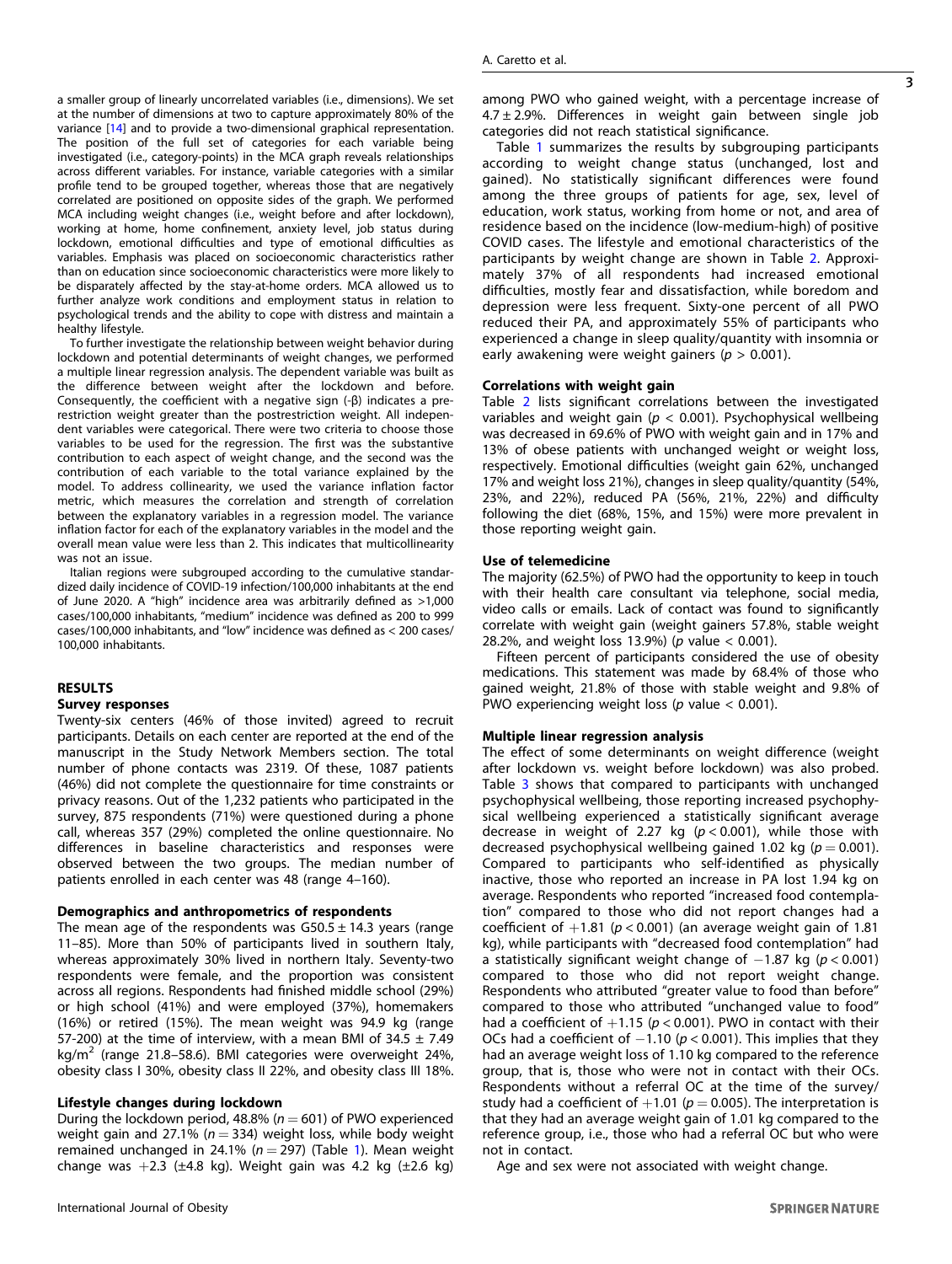a smaller group of linearly uncorrelated variables (i.e., dimensions). We set at the number of dimensions at two to capture approximately 80% of the variance [14] and to provide a two-dimensional graphical representation. The position of the full set of categories for each variable being investigated (i.e., category-points) in the MCA graph reveals relationships across different variables. For instance, variable categories with a similar profile tend to be grouped together, whereas those that are negatively correlated are positioned on opposite sides of the graph. We performed MCA including weight changes (i.e., weight before and after lockdown), working at home, home confinement, anxiety level, job status during lockdown, emotional difficulties and type of emotional difficulties as variables. Emphasis was placed on socioeconomic characteristics rather than on education since socioeconomic characteristics were more likely to be disparately affected by the stay-at-home orders. MCA allowed us to further analyze work conditions and employment status in relation to psychological trends and the ability to cope with distress and maintain a healthy lifestyle.

To further investigate the relationship between weight behavior during lockdown and potential determinants of weight changes, we performed a multiple linear regression analysis. The dependent variable was built as the difference between weight after the lockdown and before. Consequently, the coefficient with a negative sign (-β) indicates a pre-restriction weight greater than the postrestriction weight. All independent variables were categorical. There were two criteria to choose those variables to be used for the regression. The first was the substantive contribution to each aspect of weight change, and the second was the contribution of each variable to the total variance explained by the model. To address collinearity, we used the variance inflation factor metric, which measures the correlation and strength of correlation between the explanatory variables in a regression model. The variance inflation factor for each of the explanatory variables in the model and the overall mean value were less than 2. This indicates that multicollinearity was not an issue.

Italian regions were subgrouped according to the cumulative standardized daily incidence of COVID-19 infection/100,000 inhabitants at the end of June 2020. A "high" incidence area was arbitrarily defined as >1,000 cases/100,000 inhabitants, "medium" incidence was defined as 200 to 999 cases/100,000 inhabitants, and "low" incidence was defined as < 200 cases/100,000 inhabitants.

## RESULTS

### Survey responses

Twenty-six centers (46% of those invited) agreed to recruit participants. Details on each center are reported at the end of the manuscript in the Study Network Members section. The total number of phone contacts was 2319. Of these, 1087 patients (46%) did not complete the questionnaire for time constraints or privacy reasons. Out of the 1,232 patients who participated in the survey, 875 respondents (71%) were questioned during a phone call, whereas 357 (29%) completed the online questionnaire. No differences in baseline characteristics and responses were observed between the two groups. The median number of patients enrolled in each center was 48 (range 4–160).

### Demographics and anthropometrics of respondents

The mean age of the respondents was G50.5 ± 14.3 years (range 11–85). More than 50% of participants lived in southern Italy, whereas approximately 30% lived in northern Italy. Seventy-two respondents were female, and the proportion was consistent across all regions. Respondents had finished middle school (29%) or high school (41%) and were employed (37%), homemakers (16%) or retired (15%). The mean weight was 94.9 kg (range 57-200) at the time of interview, with a mean BMI of 34.5 ± 7.49 kg/m$^2$ (range 21.8–58.6). BMI categories were overweight 24%, obesity class I 30%, obesity class II 22%, and obesity class III 18%.

### Lifestyle changes during lockdown

During the lockdown period, 48.8% ($n = 601$) of PWO experienced weight gain and 27.1% ($n = 334$) weight loss, while body weight remained unchanged in 24.1% ($n = 297$) (Table 1). Mean weight change was +2.3 (±4.8 kg). Weight gain was 4.2 kg (±2.6 kg) among PWO who gained weight, with a percentage increase of 4.7 ± 2.9%. Differences in weight gain between single job categories did not reach statistical significance.

Table 1 summarizes the results by subgrouping participants according to weight change status (unchanged, lost and gained). No statistically significant differences were found among the three groups of patients for age, sex, level of education, work status, working from home or not, and area of residence based on the incidence (low-medium-high) of positive COVID cases. The lifestyle and emotional characteristics of the participants by weight change are shown in Table 2. Approximately 37% of all respondents had increased emotional difficulties, mostly fear and dissatisfaction, while boredom and depression were less frequent. Sixty-one percent of all PWO reduced their PA, and approximately 55% of participants who experienced a change in sleep quality/quantity with insomnia or early awakening were weight gainers ($p > 0.001$).

### Correlations with weight gain

Table 2 lists significant correlations between the investigated variables and weight gain ($p < 0.001$). Psychophysical wellbeing was decreased in 69.6% of PWO with weight gain and in 17% and 13% of obese patients with unchanged weight or weight loss, respectively. Emotional difficulties (weight gain 62%, unchanged 17% and weight loss 21%), changes in sleep quality/quantity (54%, 23%, and 22%), reduced PA (56%, 21%, 22%) and difficulty following the diet (68%, 15%, and 15%) were more prevalent in those reporting weight gain.

### Use of telemedicine

The majority (62.5%) of PWO had the opportunity to keep in touch with their health care consultant via telephone, social media, video calls or emails. Lack of contact was found to significantly correlate with weight gain (weight gainers 57.8%, stable weight 28.2%, and weight loss 13.9%) ($p$ value < 0.001).

Fifteen percent of participants considered the use of obesity medications. This statement was made by 68.4% of those who gained weight, 21.8% of those with stable weight and 9.8% of PWO experiencing weight loss ($p$ value < 0.001).

### Multiple linear regression analysis

The effect of some determinants on weight difference (weight after lockdown vs. weight before lockdown) was also probed. Table 3 shows that compared to participants with unchanged psychophysical wellbeing, those reporting increased psychophysical wellbeing experienced a statistically significant average decrease in weight of 2.27 kg ($p < 0.001$), while those with decreased psychophysical wellbeing gained 1.02 kg ($p = 0.001$). Compared to participants who self-identified as physically inactive, those who reported an increase in PA lost 1.94 kg on average. Respondents who reported "increased food contemplation" compared to those who did not report changes had a coefficient of +1.81 ($p < 0.001$) (an average weight gain of 1.81 kg), while participants with "decreased food contemplation" had a statistically significant weight change of −1.87 kg ($p < 0.001$) compared to those who did not report weight change. Respondents who attributed "greater value to food than before" compared to those who attributed "unchanged value to food" had a coefficient of +1.15 ($p < 0.001$). PWO in contact with their OCs had a coefficient of −1.10 ($p < 0.001$). This implies that they had an average weight loss of 1.10 kg compared to the reference group, that is, those who were not in contact with their OCs. Respondents without a referral OC at the time of the survey/study had a coefficient of +1.01 ($p = 0.005$). The interpretation is that they had an average weight gain of 1.01 kg compared to the reference group, i.e., those who had a referral OC but who were not in contact.

Age and sex were not associated with weight change.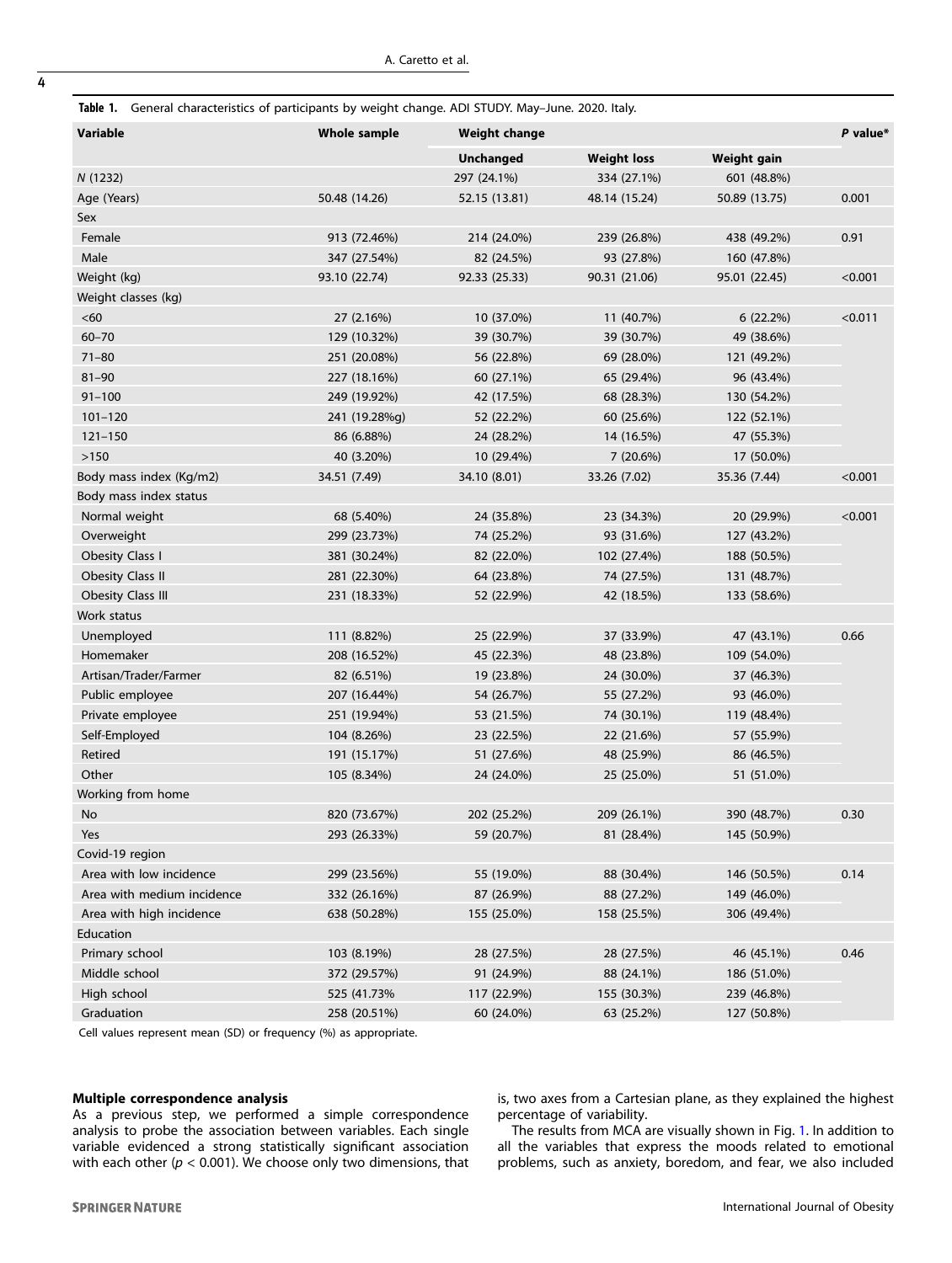**Table 1.** General characteristics of participants by weight change. ADI STUDY. May–June. 2020. Italy.

| Variable | Whole sample | Weight change | | | *P* value* |
|---|---|---|---|---|---|
| | | Unchanged | Weight loss | Weight gain | |
| *N* (1232) | | 297 (24.1%) | 334 (27.1%) | 601 (48.8%) | |
| Age (Years) | 50.48 (14.26) | 52.15 (13.81) | 48.14 (15.24) | 50.89 (13.75) | 0.001 |
| Sex | | | | | |
| Female | 913 (72.46%) | 214 (24.0%) | 239 (26.8%) | 438 (49.2%) | 0.91 |
| Male | 347 (27.54%) | 82 (24.5%) | 93 (27.8%) | 160 (47.8%) | |
| Weight (kg) | 93.10 (22.74) | 92.33 (25.33) | 90.31 (21.06) | 95.01 (22.45) | <0.001 |
| Weight classes (kg) | | | | | |
| <60 | 27 (2.16%) | 10 (37.0%) | 11 (40.7%) | 6 (22.2%) | <0.011 |
| 60–70 | 129 (10.32%) | 39 (30.7%) | 39 (30.7%) | 49 (38.6%) | |
| 71–80 | 251 (20.08%) | 56 (22.8%) | 69 (28.0%) | 121 (49.2%) | |
| 81–90 | 227 (18.16%) | 60 (27.1%) | 65 (29.4%) | 96 (43.4%) | |
| 91–100 | 249 (19.92%) | 42 (17.5%) | 68 (28.3%) | 130 (54.2%) | |
| 101–120 | 241 (19.28%g) | 52 (22.2%) | 60 (25.6%) | 122 (52.1%) | |
| 121–150 | 86 (6.88%) | 24 (28.2%) | 14 (16.5%) | 47 (55.3%) | |
| >150 | 40 (3.20%) | 10 (29.4%) | 7 (20.6%) | 17 (50.0%) | |
| Body mass index (Kg/m2) | 34.51 (7.49) | 34.10 (8.01) | 33.26 (7.02) | 35.36 (7.44) | <0.001 |
| Body mass index status | | | | | |
| Normal weight | 68 (5.40%) | 24 (35.8%) | 23 (34.3%) | 20 (29.9%) | <0.001 |
| Overweight | 299 (23.73%) | 74 (25.2%) | 93 (31.6%) | 127 (43.2%) | |
| Obesity Class I | 381 (30.24%) | 82 (22.0%) | 102 (27.4%) | 188 (50.5%) | |
| Obesity Class II | 281 (22.30%) | 64 (23.8%) | 74 (27.5%) | 131 (48.7%) | |
| Obesity Class III | 231 (18.33%) | 52 (22.9%) | 42 (18.5%) | 133 (58.6%) | |
| Work status | | | | | |
| Unemployed | 111 (8.82%) | 25 (22.9%) | 37 (33.9%) | 47 (43.1%) | 0.66 |
| Homemaker | 208 (16.52%) | 45 (22.3%) | 48 (23.8%) | 109 (54.0%) | |
| Artisan/Trader/Farmer | 82 (6.51%) | 19 (23.8%) | 24 (30.0%) | 37 (46.3%) | |
| Public employee | 207 (16.44%) | 54 (26.7%) | 55 (27.2%) | 93 (46.0%) | |
| Private employee | 251 (19.94%) | 53 (21.5%) | 74 (30.1%) | 119 (48.4%) | |
| Self-Employed | 104 (8.26%) | 23 (22.5%) | 22 (21.6%) | 57 (55.9%) | |
| Retired | 191 (15.17%) | 51 (27.6%) | 48 (25.9%) | 86 (46.5%) | |
| Other | 105 (8.34%) | 24 (24.0%) | 25 (25.0%) | 51 (51.0%) | |
| Working from home | | | | | |
| No | 820 (73.67%) | 202 (25.2%) | 209 (26.1%) | 390 (48.7%) | 0.30 |
| Yes | 293 (26.33%) | 59 (20.7%) | 81 (28.4%) | 145 (50.9%) | |
| Covid-19 region | | | | | |
| Area with low incidence | 299 (23.56%) | 55 (19.0%) | 88 (30.4%) | 146 (50.5%) | 0.14 |
| Area with medium incidence | 332 (26.16%) | 87 (26.9%) | 88 (27.2%) | 149 (46.0%) | |
| Area with high incidence | 638 (50.28%) | 155 (25.0%) | 158 (25.5%) | 306 (49.4%) | |
| Education | | | | | |
| Primary school | 103 (8.19%) | 28 (27.5%) | 28 (27.5%) | 46 (45.1%) | 0.46 |
| Middle school | 372 (29.57%) | 91 (24.9%) | 88 (24.1%) | 186 (51.0%) | |
| High school | 525 (41.73% | 117 (22.9%) | 155 (30.3%) | 239 (46.8%) | |
| Graduation | 258 (20.51%) | 60 (24.0%) | 63 (25.2%) | 127 (50.8%) | |

Cell values represent mean (SD) or frequency (%) as appropriate.

#### Multiple correspondence analysis

As a previous step, we performed a simple correspondence analysis to probe the association between variables. Each single variable evidenced a strong statistically significant association with each other ($p < 0.001$). We choose only two dimensions, that is, two axes from a Cartesian plane, as they explained the highest percentage of variability.

The results from MCA are visually shown in Fig. 1. In addition to all the variables that express the moods related to emotional problems, such as anxiety, boredom, and fear, we also included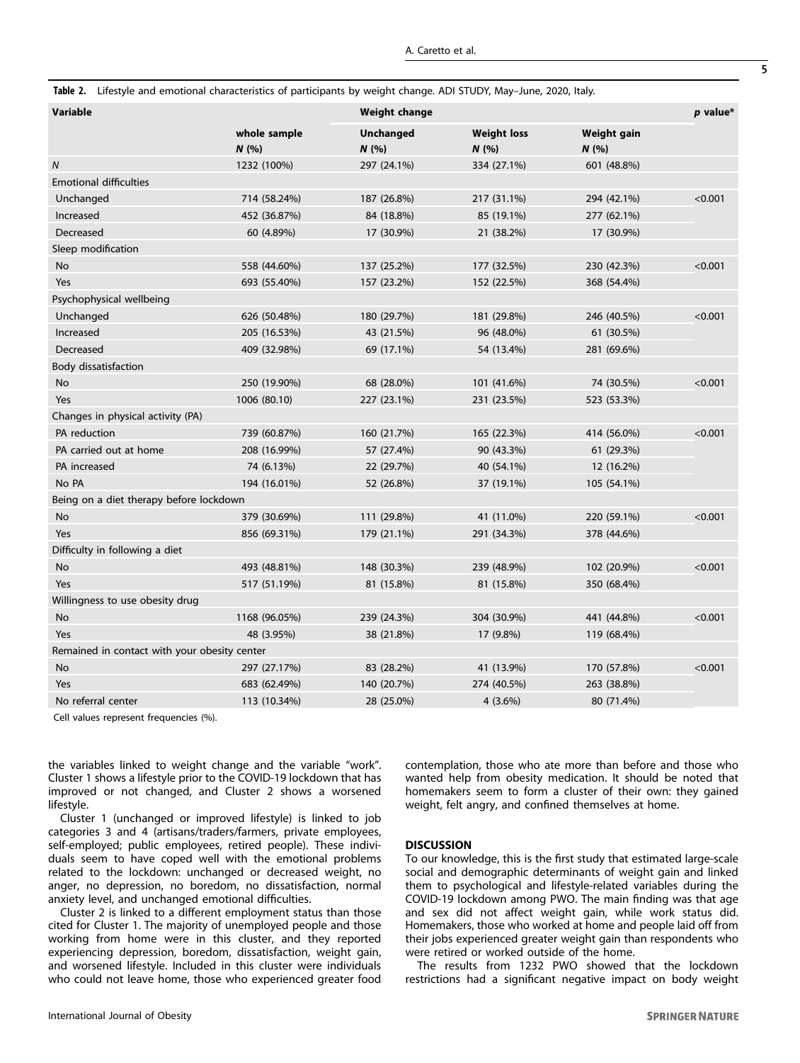**Table 2.** Lifestyle and emotional characteristics of participants by weight change. ADI STUDY, May–June, 2020, Italy.

| Variable | | Weight change | | | p value* |
|---|---|---|---|---|---|
| | whole sample N (%) | Unchanged N (%) | Weight loss N (%) | Weight gain N (%) | |
| N | 1232 (100%) | 297 (24.1%) | 334 (27.1%) | 601 (48.8%) | |
| Emotional difficulties | | | | | |
| Unchanged | 714 (58.24%) | 187 (26.8%) | 217 (31.1%) | 294 (42.1%) | <0.001 |
| Increased | 452 (36.87%) | 84 (18.8%) | 85 (19.1%) | 277 (62.1%) | |
| Decreased | 60 (4.89%) | 17 (30.9%) | 21 (38.2%) | 17 (30.9%) | |
| Sleep modification | | | | | |
| No | 558 (44.60%) | 137 (25.2%) | 177 (32.5%) | 230 (42.3%) | <0.001 |
| Yes | 693 (55.40%) | 157 (23.2%) | 152 (22.5%) | 368 (54.4%) | |
| Psychophysical wellbeing | | | | | |
| Unchanged | 626 (50.48%) | 180 (29.7%) | 181 (29.8%) | 246 (40.5%) | <0.001 |
| Increased | 205 (16.53%) | 43 (21.5%) | 96 (48.0%) | 61 (30.5%) | |
| Decreased | 409 (32.98%) | 69 (17.1%) | 54 (13.4%) | 281 (69.6%) | |
| Body dissatisfaction | | | | | |
| No | 250 (19.90%) | 68 (28.0%) | 101 (41.6%) | 74 (30.5%) | <0.001 |
| Yes | 1006 (80.10) | 227 (23.1%) | 231 (23.5%) | 523 (53.3%) | |
| Changes in physical activity (PA) | | | | | |
| PA reduction | 739 (60.87%) | 160 (21.7%) | 165 (22.3%) | 414 (56.0%) | <0.001 |
| PA carried out at home | 208 (16.99%) | 57 (27.4%) | 90 (43.3%) | 61 (29.3%) | |
| PA increased | 74 (6.13%) | 22 (29.7%) | 40 (54.1%) | 12 (16.2%) | |
| No PA | 194 (16.01%) | 52 (26.8%) | 37 (19.1%) | 105 (54.1%) | |
| Being on a diet therapy before lockdown | | | | | |
| No | 379 (30.69%) | 111 (29.8%) | 41 (11.0%) | 220 (59.1%) | <0.001 |
| Yes | 856 (69.31%) | 179 (21.1%) | 291 (34.3%) | 378 (44.6%) | |
| Difficulty in following a diet | | | | | |
| No | 493 (48.81%) | 148 (30.3%) | 239 (48.9%) | 102 (20.9%) | <0.001 |
| Yes | 517 (51.19%) | 81 (15.8%) | 81 (15.8%) | 350 (68.4%) | |
| Willingness to use obesity drug | | | | | |
| No | 1168 (96.05%) | 239 (24.3%) | 304 (30.9%) | 441 (44.8%) | <0.001 |
| Yes | 48 (3.95%) | 38 (21.8%) | 17 (9.8%) | 119 (68.4%) | |
| Remained in contact with your obesity center | | | | | |
| No | 297 (27.17%) | 83 (28.2%) | 41 (13.9%) | 170 (57.8%) | <0.001 |
| Yes | 683 (62.49%) | 140 (20.7%) | 274 (40.5%) | 263 (38.8%) | |
| No referral center | 113 (10.34%) | 28 (25.0%) | 4 (3.6%) | 80 (71.4%) | |

Cell values represent frequencies (%).

the variables linked to weight change and the variable "work". Cluster 1 shows a lifestyle prior to the COVID-19 lockdown that has improved or not changed, and Cluster 2 shows a worsened lifestyle.

Cluster 1 (unchanged or improved lifestyle) is linked to job categories 3 and 4 (artisans/traders/farmers, private employees, self-employed; public employees, retired people). These individuals seem to have coped well with the emotional problems related to the lockdown: unchanged or decreased weight, no anger, no depression, no boredom, no dissatisfaction, normal anxiety level, and unchanged emotional difficulties.

Cluster 2 is linked to a different employment status than those cited for Cluster 1. The majority of unemployed people and those working from home were in this cluster, and they reported experiencing depression, boredom, dissatisfaction, weight gain, and worsened lifestyle. Included in this cluster were individuals who could not leave home, those who experienced greater food contemplation, those who ate more than before and those who wanted help from obesity medication. It should be noted that homemakers seem to form a cluster of their own: they gained weight, felt angry, and confined themselves at home.

## DISCUSSION

To our knowledge, this is the first study that estimated large-scale social and demographic determinants of weight gain and linked them to psychological and lifestyle-related variables during the COVID-19 lockdown among PWO. The main finding was that age and sex did not affect weight gain, while work status did. Homemakers, those who worked at home and people laid off from their jobs experienced greater weight gain than respondents who were retired or worked outside of the home.

The results from 1232 PWO showed that the lockdown restrictions had a significant negative impact on body weight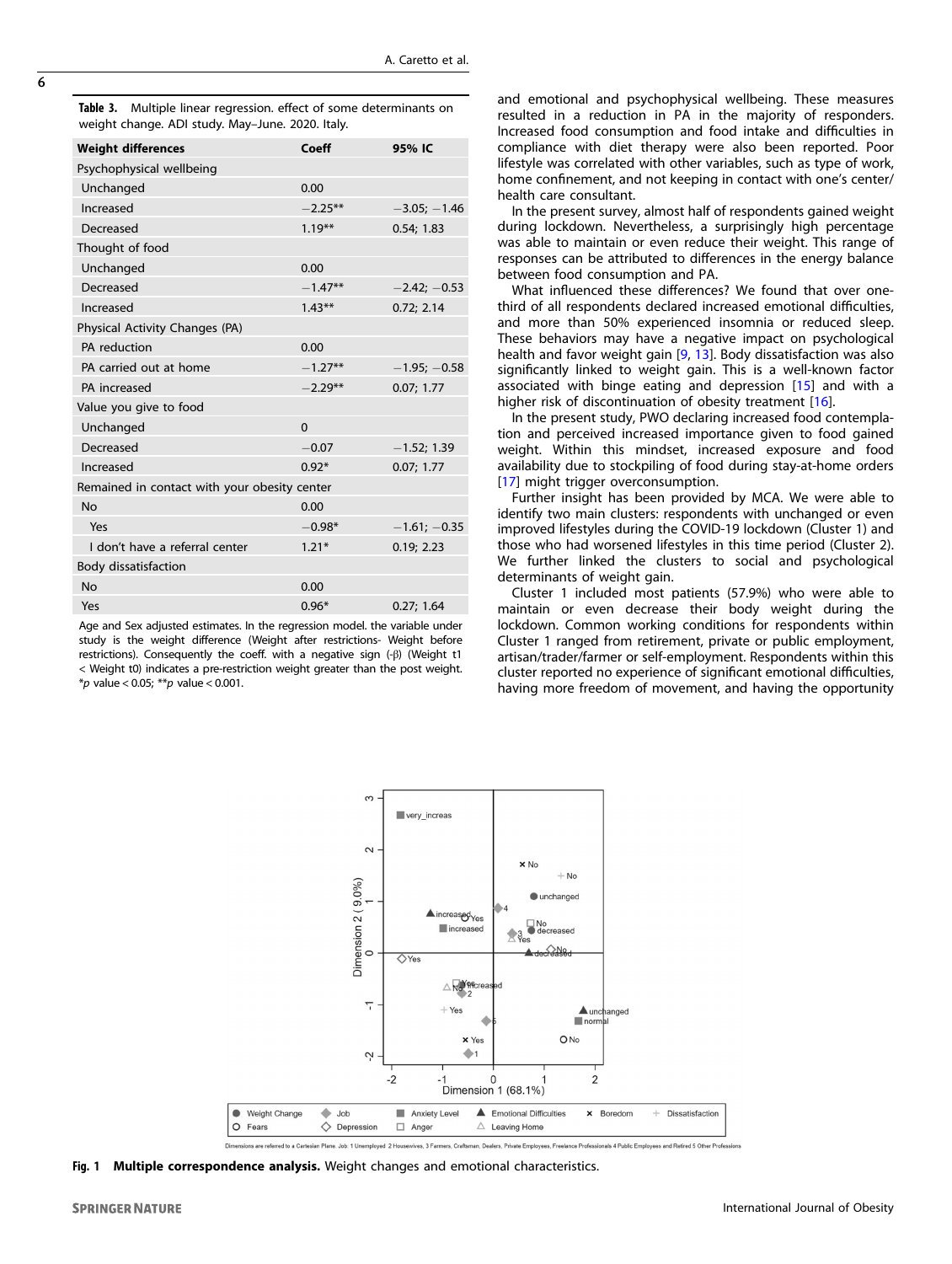**Table 3.** Multiple linear regression. effect of some determinants on weight change. ADI study. May–June. 2020. Italy.

| Weight differences | Coeff | 95% IC |
|---|---|---|
| Psychophysical wellbeing | | |
| Unchanged | 0.00 | |
| Increased | −2.25** | −3.05; −1.46 |
| Decreased | 1.19** | 0.54; 1.83 |
| Thought of food | | |
| Unchanged | 0.00 | |
| Decreased | −1.47** | −2.42; −0.53 |
| Increased | 1.43** | 0.72; 2.14 |
| Physical Activity Changes (PA) | | |
| PA reduction | 0.00 | |
| PA carried out at home | −1.27** | −1.95; −0.58 |
| PA increased | −2.29** | 0.07; 1.77 |
| Value you give to food | | |
| Unchanged | 0 | |
| Decreased | −0.07 | −1.52; 1.39 |
| Increased | 0.92* | 0.07; 1.77 |
| Remained in contact with your obesity center | | |
| No | 0.00 | |
| Yes | −0.98* | −1.61; −0.35 |
| I don't have a referral center | 1.21* | 0.19; 2.23 |
| Body dissatisfaction | | |
| No | 0.00 | |
| Yes | 0.96* | 0.27; 1.64 |

Age and Sex adjusted estimates. In the regression model. the variable under study is the weight difference (Weight after restrictions- Weight before restrictions). Consequently the coeff. with a negative sign (-β) (Weight t1 < Weight t0) indicates a pre-restriction weight greater than the post weight. *p value < 0.05; **p value < 0.001.

and emotional and psychophysical wellbeing. These measures resulted in a reduction in PA in the majority of responders. Increased food consumption and food intake and difficulties in compliance with diet therapy were also been reported. Poor lifestyle was correlated with other variables, such as type of work, home confinement, and not keeping in contact with one's center/health care consultant.

In the present survey, almost half of respondents gained weight during lockdown. Nevertheless, a surprisingly high percentage was able to maintain or even reduce their weight. This range of responses can be attributed to differences in the energy balance between food consumption and PA.

What influenced these differences? We found that over one-third of all respondents declared increased emotional difficulties, and more than 50% experienced insomnia or reduced sleep. These behaviors may have a negative impact on psychological health and favor weight gain [9, 13]. Body dissatisfaction was also significantly linked to weight gain. This is a well-known factor associated with binge eating and depression [15] and with a higher risk of discontinuation of obesity treatment [16].

In the present study, PWO declaring increased food contemplation and perceived increased importance given to food gained weight. Within this mindset, increased exposure and food availability due to stockpiling of food during stay-at-home orders [17] might trigger overconsumption.

Further insight has been provided by MCA. We were able to identify two main clusters: respondents with unchanged or even improved lifestyles during the COVID-19 lockdown (Cluster 1) and those who had worsened lifestyles in this time period (Cluster 2). We further linked the clusters to social and psychological determinants of weight gain.

Cluster 1 included most patients (57.9%) who were able to maintain or even decrease their body weight during the lockdown. Common working conditions for respondents within Cluster 1 ranged from retirement, private or public employment, artisan/trader/farmer or self-employment. Respondents within this cluster reported no experience of significant emotional difficulties, having more freedom of movement, and having the opportunity

**Fig. 1 Multiple correspondence analysis.** Weight changes and emotional characteristics.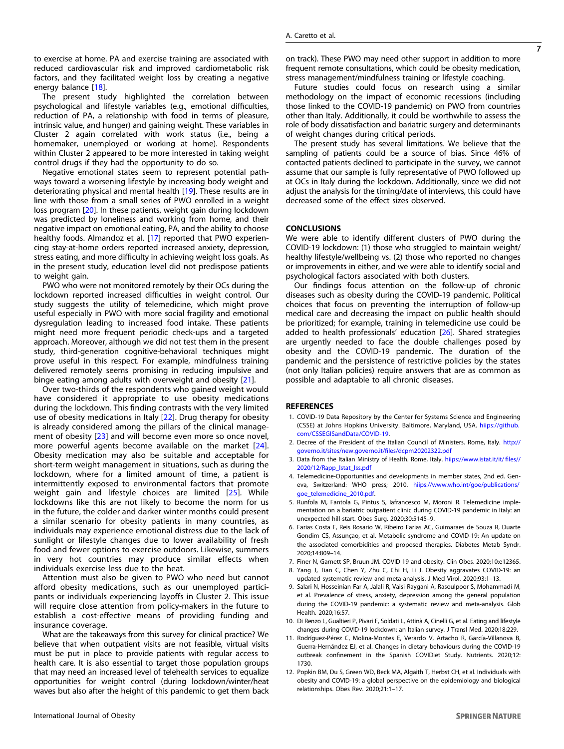to exercise at home. PA and exercise training are associated with reduced cardiovascular risk and improved cardiometabolic risk factors, and they facilitated weight loss by creating a negative energy balance [18].

The present study highlighted the correlation between psychological and lifestyle variables (e.g., emotional difficulties, reduction of PA, a relationship with food in terms of pleasure, intrinsic value, and hunger) and gaining weight. These variables in Cluster 2 again correlated with work status (i.e., being a homemaker, unemployed or working at home). Respondents within Cluster 2 appeared to be more interested in taking weight control drugs if they had the opportunity to do so.

Negative emotional states seem to represent potential pathways toward a worsening lifestyle by increasing body weight and deteriorating physical and mental health [19]. These results are in line with those from a small series of PWO enrolled in a weight loss program [20]. In these patients, weight gain during lockdown was predicted by loneliness and working from home, and their negative impact on emotional eating, PA, and the ability to choose healthy foods. Almandoz et al. [17] reported that PWO experiencing stay-at-home orders reported increased anxiety, depression, stress eating, and more difficulty in achieving weight loss goals. As in the present study, education level did not predispose patients to weight gain.

PWO who were not monitored remotely by their OCs during the lockdown reported increased difficulties in weight control. Our study suggests the utility of telemedicine, which might prove useful especially in PWO with more social fragility and emotional dysregulation leading to increased food intake. These patients might need more frequent periodic check-ups and a targeted approach. Moreover, although we did not test them in the present study, third-generation cognitive-behavioral techniques might prove useful in this respect. For example, mindfulness training delivered remotely seems promising in reducing impulsive and binge eating among adults with overweight and obesity [21].

Over two-thirds of the respondents who gained weight would have considered it appropriate to use obesity medications during the lockdown. This finding contrasts with the very limited use of obesity medications in Italy [22]. Drug therapy for obesity is already considered among the pillars of the clinical management of obesity [23] and will become even more so once novel, more powerful agents become available on the market [24]. Obesity medication may also be suitable and acceptable for short-term weight management in situations, such as during the lockdown, where for a limited amount of time, a patient is intermittently exposed to environmental factors that promote weight gain and lifestyle choices are limited [25]. While lockdowns like this are not likely to become the norm for us in the future, the colder and darker winter months could present a similar scenario for obesity patients in many countries, as individuals may experience emotional distress due to the lack of sunlight or lifestyle changes due to lower availability of fresh food and fewer options to exercise outdoors. Likewise, summers in very hot countries may produce similar effects when individuals exercise less due to the heat.

Attention must also be given to PWO who need but cannot afford obesity medications, such as our unemployed participants or individuals experiencing layoffs in Cluster 2. This issue will require close attention from policy-makers in the future to establish a cost-effective means of providing funding and insurance coverage.

What are the takeaways from this survey for clinical practice? We believe that when outpatient visits are not feasible, virtual visits must be put in place to provide patients with regular access to health care. It is also essential to target those population groups that may need an increased level of telehealth services to equalize opportunities for weight control (during lockdown/winter/heat waves but also after the height of this pandemic to get them back on track). These PWO may need other support in addition to more frequent remote consultations, which could be obesity medication, stress management/mindfulness training or lifestyle coaching.

Future studies could focus on research using a similar methodology on the impact of economic recessions (including those linked to the COVID-19 pandemic) on PWO from countries other than Italy. Additionally, it could be worthwhile to assess the role of body dissatisfaction and bariatric surgery and determinants of weight changes during critical periods.

The present study has several limitations. We believe that the sampling of patients could be a source of bias. Since 46% of contacted patients declined to participate in the survey, we cannot assume that our sample is fully representative of PWO followed up at OCs in Italy during the lockdown. Additionally, since we did not adjust the analysis for the timing/date of interviews, this could have decreased some of the effect sizes observed.

## CONCLUSIONS

We were able to identify different clusters of PWO during the COVID-19 lockdown: (1) those who struggled to maintain weight/healthy lifestyle/wellbeing vs. (2) those who reported no changes or improvements in either, and we were able to identify social and psychological factors associated with both clusters.

Our findings focus attention on the follow-up of chronic diseases such as obesity during the COVID-19 pandemic. Political choices that focus on preventing the interruption of follow-up medical care and decreasing the impact on public health should be prioritized; for example, training in telemedicine use could be added to health professionals' education [26]. Shared strategies are urgently needed to face the double challenges posed by obesity and the COVID-19 pandemic. The duration of the pandemic and the persistence of restrictive policies by the states (not only Italian policies) require answers that are as common as possible and adaptable to all chronic diseases.

## REFERENCES

1. COVID-19 Data Repository by the Center for Systems Science and Engineering (CSSE) at Johns Hopkins University. Baltimore, Maryland, USA. hiips://github.com/CSSEGISandData/COVID-19.
2. Decree of the President of the Italian Council of Ministers. Rome, Italy. http://governo.it/sites/new.governo.it/files/dcpm20202322.pdf
3. Data from the Italian Ministry of Health. Rome, Italy. hiips://www.istat.it/it/ files//2020/12/Rapp_Istat_Iss.pdf
4. Telemedicine-Opportunities and developments in member states, 2nd ed. Geneva, Switzerland: WHO press; 2010. hiips://www.who.int/goe/publications/goe_telemedicine_2010.pdf.
5. Runfola M, Fantola G, Pintus S, Iafrancesco M, Moroni R. Telemedicine implementation on a bariatric outpatient clinic during COVID-19 pandemic in Italy: an unexpected hill-start. Obes Surg. 2020;30:5145–9.
6. Farias Costa F, Reis Rosario W, Ribeiro Farias AC, Guimaraes de Souza R, Duarte Gondim CS, Assunçao, et al. Metabolic syndrome and COVID-19: An update on the associated comorbidities and proposed therapies. Diabetes Metab Syndr. 2020;14:809–14.
7. Finer N, Garnett SP, Bruun JM. COVID 19 and obesity. Clin Obes. 2020;10:e12365.
8. Yang J, Tian C, Chen Y, Zhu C, Chi H, Li J. Obesity aggravates COVID-19: an updated systematic review and meta-analysis. J Med Virol. 2020;93:1–13.
9. Salari N, Hosseinian-Far A, Jalali R, Vaisi-Raygani A, Rasoulpoor S, Mohammadi M, et al. Prevalence of stress, anxiety, depression among the general population during the COVID-19 pandemic: a systematic review and meta-analysis. Glob Health. 2020;16:57.
10. Di Renzo L, Gualtieri P, Pivari F, Soldati L, Attinà A, Cinelli G, et al. Eating and lifestyle changes during COVID-19 lockdown: an Italian survey. J Transl Med. 2020;18:229.
11. Rodríguez-Pérez C, Molina-Montes E, Verardo V, Artacho R, García-Villanova B, Guerra-Hernández EJ, et al. Changes in dietary behaviours during the COVID-19 outbreak confinement in the Spanish COVIDiet Study. Nutrients. 2020;12:1730.
12. Popkin BM, Du S, Green WD, Beck MA, Algaith T, Herbst CH, et al. Individuals with obesity and COVID-19: a global perspective on the epidemiology and biological relationships. Obes Rev. 2020;21:1–17.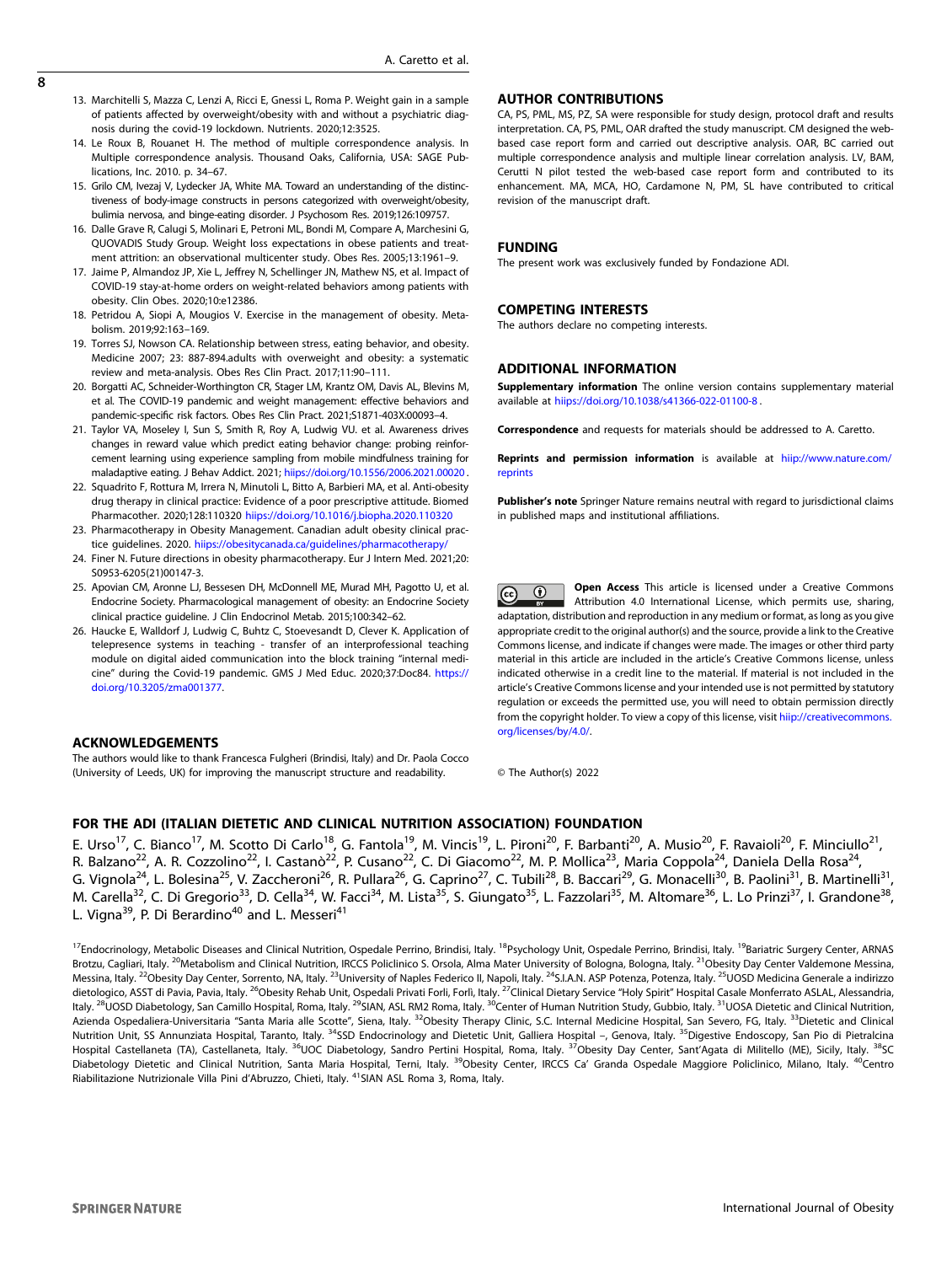13. Marchitelli S, Mazza C, Lenzi A, Ricci E, Gnessi L, Roma P. Weight gain in a sample of patients affected by overweight/obesity with and without a psychiatric diagnosis during the covid-19 lockdown. Nutrients. 2020;12:3525.
14. Le Roux B, Rouanet H. The method of multiple correspondence analysis. In Multiple correspondence analysis. Thousand Oaks, California, USA: SAGE Publications, Inc. 2010. p. 34–67.
15. Grilo CM, Ivezaj V, Lydecker JA, White MA. Toward an understanding of the distinctiveness of body-image constructs in persons categorized with overweight/obesity, bulimia nervosa, and binge-eating disorder. J Psychosom Res. 2019;126:109757.
16. Dalle Grave R, Calugi S, Molinari E, Petroni ML, Bondi M, Compare A, Marchesini G, QUOVADIS Study Group. Weight loss expectations in obese patients and treatment attrition: an observational multicenter study. Obes Res. 2005;13:1961–9.
17. Jaime P, Almandoz JP, Xie L, Jeffrey N, Schellinger JN, Mathew NS, et al. Impact of COVID-19 stay-at-home orders on weight-related behaviors among patients with obesity. Clin Obes. 2020;10:e12386.
18. Petridou A, Siopi A, Mougios V. Exercise in the management of obesity. Metabolism. 2019;92:163–169.
19. Torres SJ, Nowson CA. Relationship between stress, eating behavior, and obesity. Medicine 2007; 23: 887-894.adults with overweight and obesity: a systematic review and meta-analysis. Obes Res Clin Pract. 2017;11:90–111.
20. Borgatti AC, Schneider-Worthington CR, Stager LM, Krantz OM, Davis AL, Blevins M, et al. The COVID-19 pandemic and weight management: effective behaviors and pandemic-specific risk factors. Obes Res Clin Pract. 2021;S1871-403X:00093–4.
21. Taylor VA, Moseley I, Sun S, Smith R, Roy A, Ludwig VU. et al. Awareness drives changes in reward value which predict eating behavior change: probing reinforcement learning using experience sampling from mobile mindfulness training for maladaptive eating. J Behav Addict. 2021; https://doi.org/10.1556/2006.2021.00020 .
22. Squadrito F, Rottura M, Irrera N, Minutoli L, Bitto A, Barbieri MA, et al. Anti-obesity drug therapy in clinical practice: Evidence of a poor prescriptive attitude. Biomed Pharmacother. 2020;128:110320 https://doi.org/10.1016/j.biopha.2020.110320
23. Pharmacotherapy in Obesity Management. Canadian adult obesity clinical practice guidelines. 2020. https://obesitycanada.ca/guidelines/pharmacotherapy/
24. Finer N. Future directions in obesity pharmacotherapy. Eur J Intern Med. 2021;20: S0953-6205(21)00147-3.
25. Apovian CM, Aronne LJ, Bessesen DH, McDonnell ME, Murad MH, Pagotto U, et al. Endocrine Society. Pharmacological management of obesity: an Endocrine Society clinical practice guideline. J Clin Endocrinol Metab. 2015;100:342–62.
26. Haucke E, Walldorf J, Ludwig C, Buhtz C, Stoevesandt D, Clever K. Application of telepresence systems in teaching - transfer of an interprofessional teaching module on digital aided communication into the block training "internal medicine" during the Covid-19 pandemic. GMS J Med Educ. 2020;37:Doc84. https://doi.org/10.3205/zma001377.

## ACKNOWLEDGEMENTS

The authors would like to thank Francesca Fulgheri (Brindisi, Italy) and Dr. Paola Cocco (University of Leeds, UK) for improving the manuscript structure and readability.

## AUTHOR CONTRIBUTIONS

CA, PS, PML, MS, PZ, SA were responsible for study design, protocol draft and results interpretation. CA, PS, PML, OAR drafted the study manuscript. CM designed the web-based case report form and carried out descriptive analysis. OAR, BC carried out multiple correspondence analysis and multiple linear correlation analysis. LV, BAM, Cerutti N pilot tested the web-based case report form and contributed to its enhancement. MA, MCA, HO, Cardamone N, PM, SL have contributed to critical revision of the manuscript draft.

## FUNDING

The present work was exclusively funded by Fondazione ADI.

## COMPETING INTERESTS

The authors declare no competing interests.

## ADDITIONAL INFORMATION

**Supplementary information** The online version contains supplementary material available at https://doi.org/10.1038/s41366-022-01100-8 .

**Correspondence** and requests for materials should be addressed to A. Caretto.

**Reprints and permission information** is available at http://www.nature.com/reprints

**Publisher's note** Springer Nature remains neutral with regard to jurisdictional claims in published maps and institutional affiliations.

**Open Access** This article is licensed under a Creative Commons Attribution 4.0 International License, which permits use, sharing, adaptation, distribution and reproduction in any medium or format, as long as you give appropriate credit to the original author(s) and the source, provide a link to the Creative Commons license, and indicate if changes were made. The images or other third party material in this article are included in the article's Creative Commons license, unless indicated otherwise in a credit line to the material. If material is not included in the article's Creative Commons license and your intended use is not permitted by statutory regulation or exceeds the permitted use, you will need to obtain permission directly from the copyright holder. To view a copy of this license, visit http://creativecommons.org/licenses/by/4.0/.

© The Author(s) 2022

## FOR THE ADI (ITALIAN DIETETIC AND CLINICAL NUTRITION ASSOCIATION) FOUNDATION

E. Urso[17], C. Bianco[17], M. Scotto Di Carlo[18], G. Fantola[19], M. Vincis[19], L. Pironi[20], F. Barbanti[20], A. Musio[20], F. Ravaioli[20], F. Minciullo[21], R. Balzano[22], A. R. Cozzolino[22], I. Castanò[22], P. Cusano[22], C. Di Giacomo[22], M. P. Mollica[23], Maria Coppola[24], Daniela Della Rosa[24], G. Vignola[24], L. Bolesina[25], V. Zaccheroni[26], R. Pullara[26], G. Caprino[27], C. Tubili[28], B. Baccari[29], G. Monacelli[30], B. Paolini[31], B. Martinelli[31], M. Carella[32], C. Di Gregorio[33], D. Cella[34], W. Facci[34], M. Lista[35], S. Giungato[35], L. Fazzolari[35], M. Altomare[36], L. Lo Prinzi[37], I. Grandone[38], L. Vigna[39], P. Di Berardino[40] and L. Messeri[41]

[17]Endocrinology, Metabolic Diseases and Clinical Nutrition, Ospedale Perrino, Brindisi, Italy. [18]Psychology Unit, Ospedale Perrino, Brindisi, Italy. [19]Bariatric Surgery Center, ARNAS Brotzu, Cagliari, Italy. [20]Metabolism and Clinical Nutrition, IRCCS Policlinico S. Orsola, Alma Mater University of Bologna, Bologna, Italy. [21]Obesity Day Center Valdemone Messina, Messina, Italy. [22]Obesity Day Center, Sorrento, NA, Italy. [23]University of Naples Federico II, Napoli, Italy. [24]S.I.A.N. ASP Potenza, Potenza, Italy. [25]UOSD Medicina Generale a indirizzo dietologico, ASST di Pavia, Pavia, Italy. [26]Obesity Rehab Unit, Ospedali Privati Forlì, Forlì, Italy. [27]Clinical Dietary Service "Holy Spirit" Hospital Casale Monferrato ASLAL, Alessandria, Italy. [28]UOSD Diabetology, San Camillo Hospital, Roma, Italy. [29]SIAN, ASL RM2 Roma, Italy. [30]Center of Human Nutrition Study, Gubbio, Italy. [31]UOSA Dietetic and Clinical Nutrition, Azienda Ospedaliera-Universitaria "Santa Maria alle Scotte", Siena, Italy. [32]Obesity Therapy Clinic, S.C. Internal Medicine Hospital, San Severo, FG, Italy. [33]Dietetic and Clinical Nutrition Unit, SS Annunziata Hospital, Taranto, Italy. [34]SSD Endocrinology and Dietetic Unit, Galliera Hospital –, Genova, Italy. [35]Digestive Endoscopy, San Pio di Pietralcina Hospital Castellaneta (TA), Castellaneta, Italy. [36]UOC Diabetology, Sandro Pertini Hospital, Roma, Italy. [37]Obesity Day Center, Sant'Agata di Militello (ME), Sicily, Italy. [38]SC Diabetology Dietetic and Clinical Nutrition, Santa Maria Hospital, Terni, Italy. [39]Obesity Center, IRCCS Ca' Granda Ospedale Maggiore Policlinico, Milano, Italy. [40]Centro Riabilitazione Nutrizionale Villa Pini d'Abruzzo, Chieti, Italy. [41]SIAN ASL Roma 3, Roma, Italy.